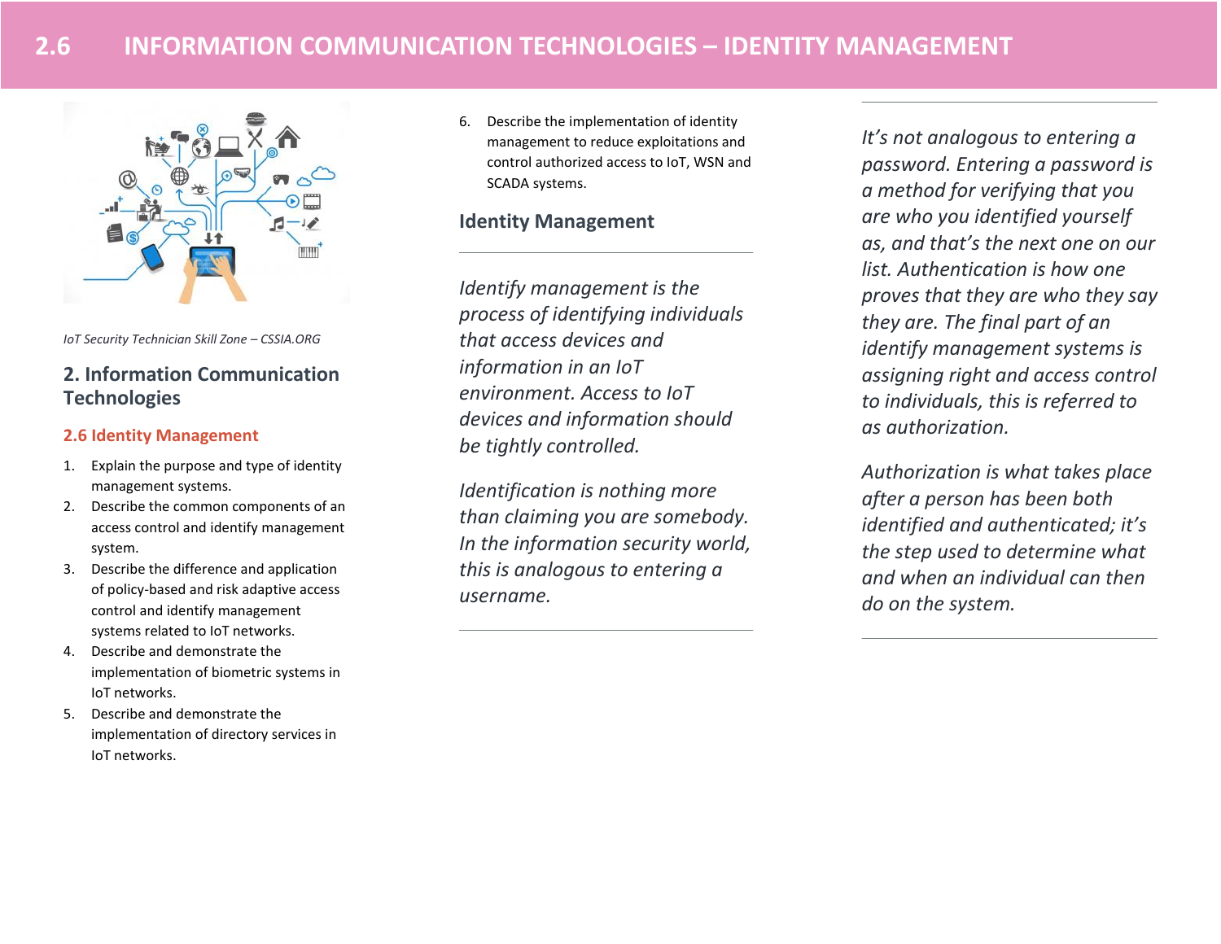# 2.6 INFORMATION COMMUNICATION TECHNOLOGIES – IDENTITY MANAGEMENT

*IoT Security Technician Skill Zone – CSSIA.ORG*

## 2. Information Communication Technologies

### 2.6 Identity Management

1. Explain the purpose and type of identity management systems.
2. Describe the common components of an access control and identify management system.
3. Describe the difference and application of policy-based and risk adaptive access control and identify management systems related to IoT networks.
4. Describe and demonstrate the implementation of biometric systems in IoT networks.
5. Describe and demonstrate the implementation of directory services in IoT networks.
6. Describe the implementation of identity management to reduce exploitations and control authorized access to IoT, WSN and SCADA systems.

## Identity Management

*Identify management is the process of identifying individuals that access devices and information in an IoT environment. Access to IoT devices and information should be tightly controlled.*

*Identification is nothing more than claiming you are somebody. In the information security world, this is analogous to entering a username.*

*It's not analogous to entering a password. Entering a password is a method for verifying that you are who you identified yourself as, and that's the next one on our list. Authentication is how one proves that they are who they say they are. The final part of an identify management systems is assigning right and access control to individuals, this is referred to as authorization.*

*Authorization is what takes place after a person has been both identified and authenticated; it's the step used to determine what and when an individual can then do on the system.*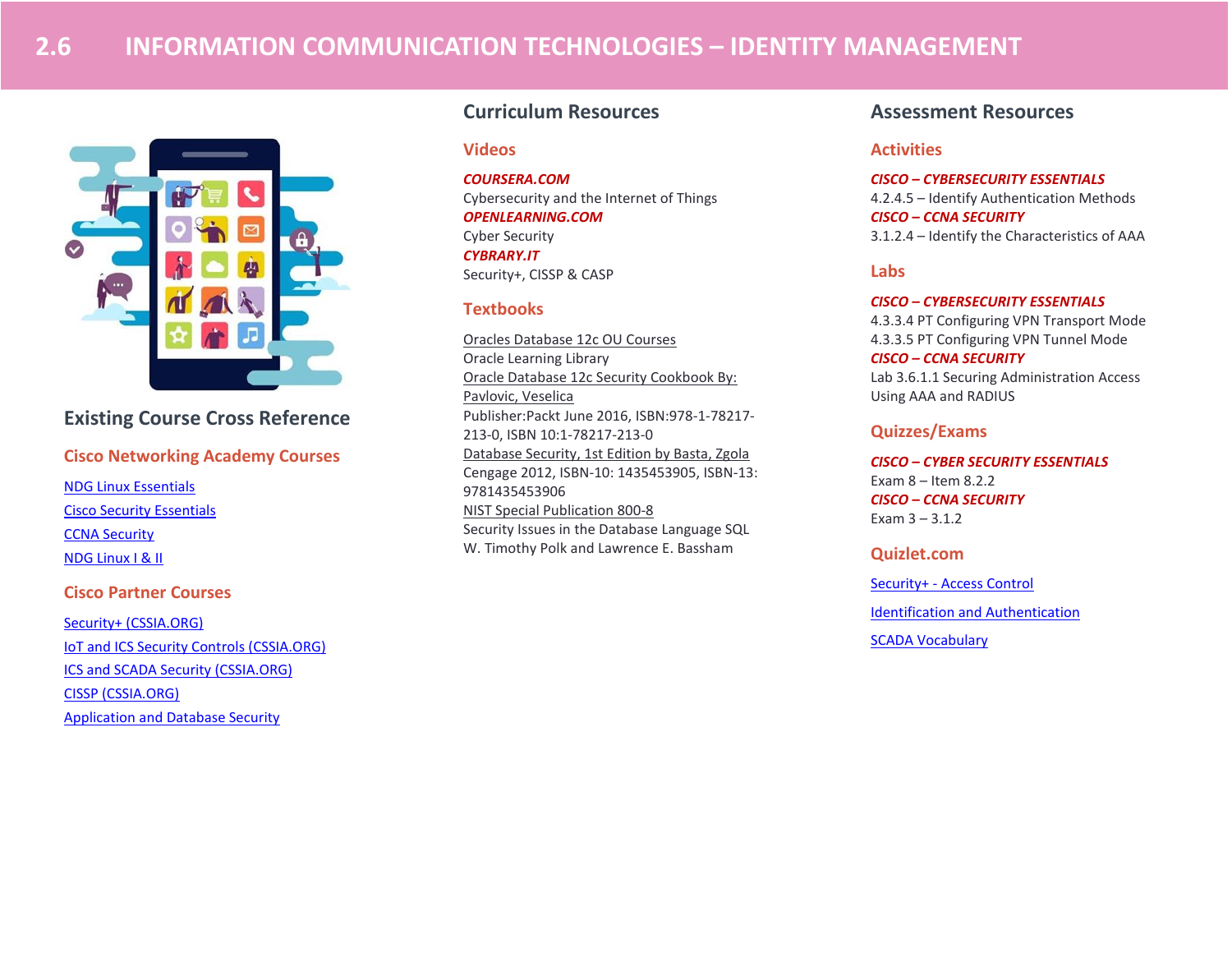# 2.6 INFORMATION COMMUNICATION TECHNOLOGIES – IDENTITY MANAGEMENT

## Existing Course Cross Reference

### Cisco Networking Academy Courses

NDG Linux Essentials

Cisco Security Essentials

CCNA Security

NDG Linux I & II

### Cisco Partner Courses

Security+ (CSSIA.ORG)

IoT and ICS Security Controls (CSSIA.ORG)

ICS and SCADA Security (CSSIA.ORG)

CISSP (CSSIA.ORG)

Application and Database Security

## Curriculum Resources

### Videos

***COURSERA.COM***
Cybersecurity and the Internet of Things

***OPENLEARNING.COM***
Cyber Security

***CYBRARY.IT***
Security+, CISSP & CASP

### Textbooks

Oracles Database 12c OU Courses
Oracle Learning Library

Oracle Database 12c Security Cookbook By: Pavlovic, Veselica
Publisher:Packt June 2016, ISBN:978-1-78217-213-0, ISBN 10:1-78217-213-0

Database Security, 1st Edition by Basta, Zgola
Cengage 2012, ISBN-10: 1435453905, ISBN-13: 9781435453906

NIST Special Publication 800-8
Security Issues in the Database Language SQL
W. Timothy Polk and Lawrence E. Bassham

## Assessment Resources

### Activities

***CISCO – CYBERSECURITY ESSENTIALS***
4.2.4.5 – Identify Authentication Methods

***CISCO – CCNA SECURITY***
3.1.2.4 – Identify the Characteristics of AAA

### Labs

***CISCO – CYBERSECURITY ESSENTIALS***
4.3.3.4 PT Configuring VPN Transport Mode
4.3.3.5 PT Configuring VPN Tunnel Mode

***CISCO – CCNA SECURITY***
Lab 3.6.1.1 Securing Administration Access Using AAA and RADIUS

### Quizzes/Exams

***CISCO – CYBER SECURITY ESSENTIALS***
Exam 8 – Item 8.2.2

***CISCO – CCNA SECURITY***
Exam 3 – 3.1.2

### Quizlet.com

Security+ - Access Control

Identification and Authentication

SCADA Vocabulary